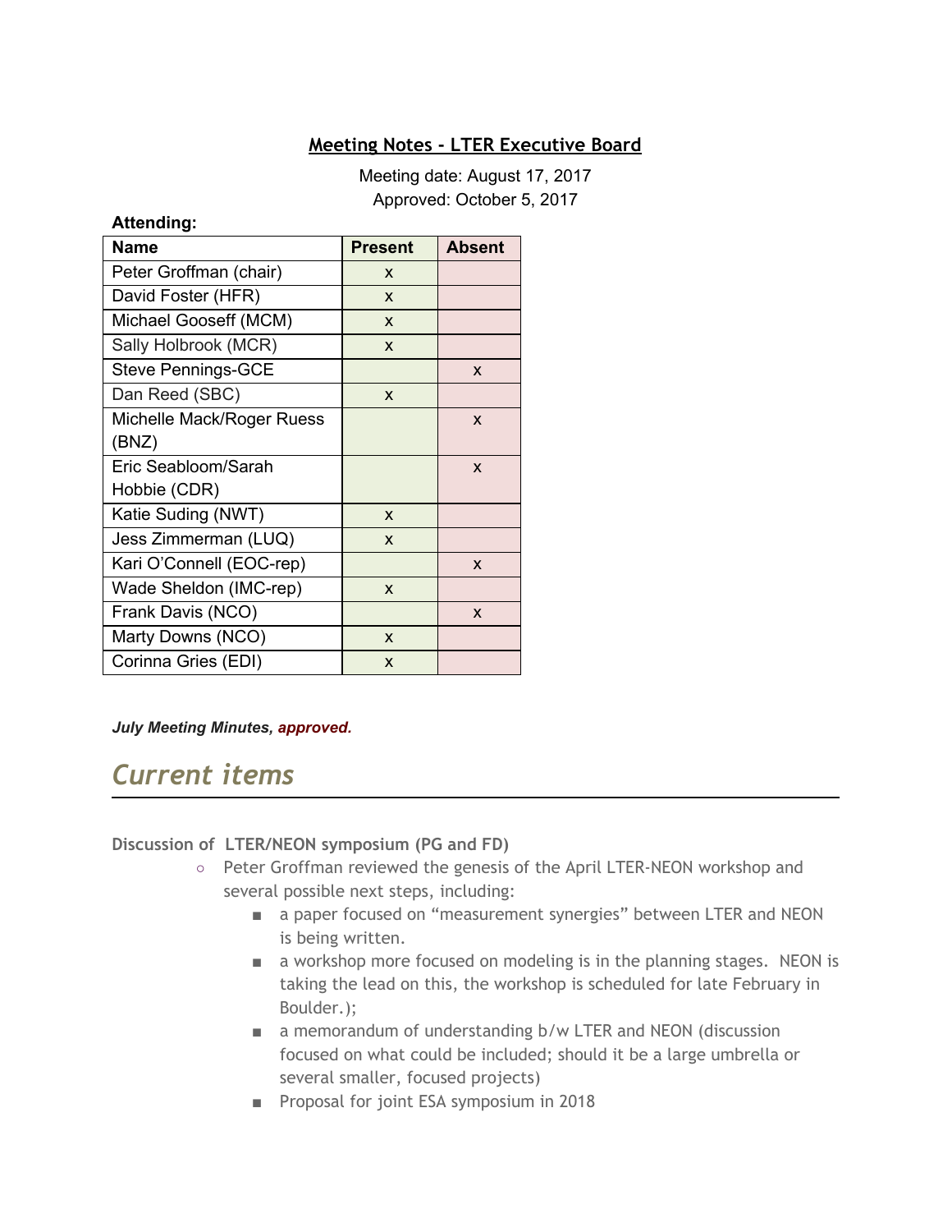# Meeting Notes - LTER Executive Board

Meeting date: August 17, 2017
Approved: October 5, 2017

**Attending:**

| Name | Present | Absent |
|---|---|---|
| Peter Groffman (chair) | x | |
| David Foster (HFR) | x | |
| Michael Gooseff (MCM) | x | |
| Sally Holbrook (MCR) | x | |
| Steve Pennings-GCE | | x |
| Dan Reed (SBC) | x | |
| Michelle Mack/Roger Ruess (BNZ) | | x |
| Eric Seabloom/Sarah Hobbie (CDR) | | x |
| Katie Suding (NWT) | x | |
| Jess Zimmerman (LUQ) | x | |
| Kari O'Connell (EOC-rep) | | x |
| Wade Sheldon (IMC-rep) | x | |
| Frank Davis (NCO) | | x |
| Marty Downs (NCO) | x | |
| Corinna Gries (EDI) | x | |

***July Meeting Minutes, approved.***

## *Current items*

**Discussion of LTER/NEON symposium (PG and FD)**

- Peter Groffman reviewed the genesis of the April LTER-NEON workshop and several possible next steps, including:
  - a paper focused on "measurement synergies" between LTER and NEON is being written.
  - a workshop more focused on modeling is in the planning stages. NEON is taking the lead on this, the workshop is scheduled for late February in Boulder.);
  - a memorandum of understanding b/w LTER and NEON (discussion focused on what could be included; should it be a large umbrella or several smaller, focused projects)
  - Proposal for joint ESA symposium in 2018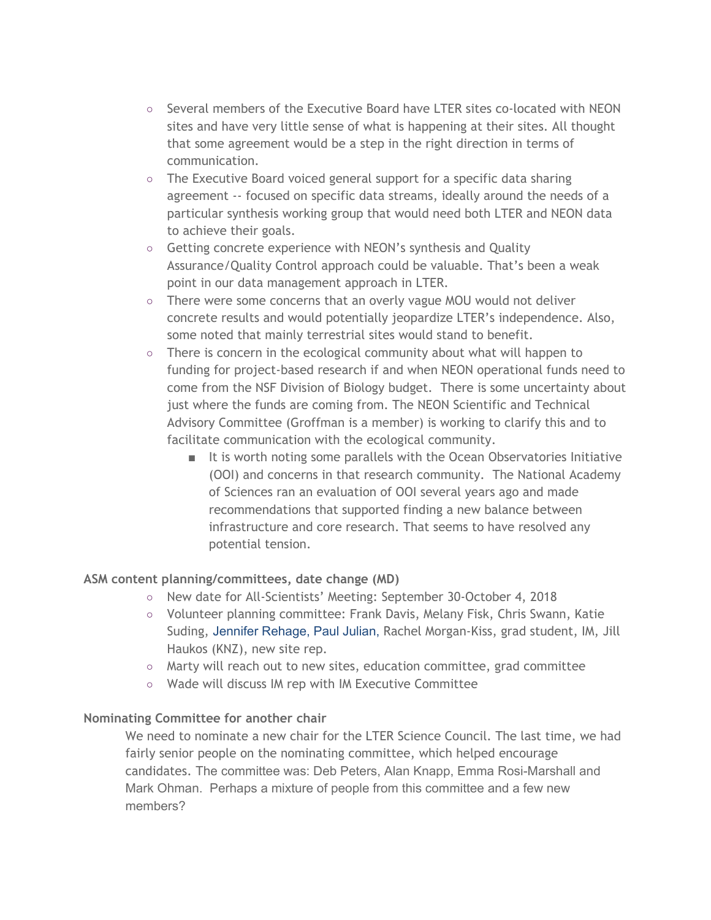- Several members of the Executive Board have LTER sites co-located with NEON sites and have very little sense of what is happening at their sites. All thought that some agreement would be a step in the right direction in terms of communication.
- The Executive Board voiced general support for a specific data sharing agreement -- focused on specific data streams, ideally around the needs of a particular synthesis working group that would need both LTER and NEON data to achieve their goals.
- Getting concrete experience with NEON's synthesis and Quality Assurance/Quality Control approach could be valuable. That's been a weak point in our data management approach in LTER.
- There were some concerns that an overly vague MOU would not deliver concrete results and would potentially jeopardize LTER's independence. Also, some noted that mainly terrestrial sites would stand to benefit.
- There is concern in the ecological community about what will happen to funding for project-based research if and when NEON operational funds need to come from the NSF Division of Biology budget. There is some uncertainty about just where the funds are coming from. The NEON Scientific and Technical Advisory Committee (Groffman is a member) is working to clarify this and to facilitate communication with the ecological community.
    - It is worth noting some parallels with the Ocean Observatories Initiative (OOI) and concerns in that research community. The National Academy of Sciences ran an evaluation of OOI several years ago and made recommendations that supported finding a new balance between infrastructure and core research. That seems to have resolved any potential tension.

**ASM content planning/committees, date change (MD)**

- New date for All-Scientists' Meeting: September 30-October 4, 2018
- Volunteer planning committee: Frank Davis, Melany Fisk, Chris Swann, Katie Suding, Jennifer Rehage, Paul Julian, Rachel Morgan-Kiss, grad student, IM, Jill Haukos (KNZ), new site rep.
- Marty will reach out to new sites, education committee, grad committee
- Wade will discuss IM rep with IM Executive Committee

**Nominating Committee for another chair**

We need to nominate a new chair for the LTER Science Council. The last time, we had fairly senior people on the nominating committee, which helped encourage candidates. The committee was: Deb Peters, Alan Knapp, Emma Rosi-Marshall and Mark Ohman. Perhaps a mixture of people from this committee and a few new members?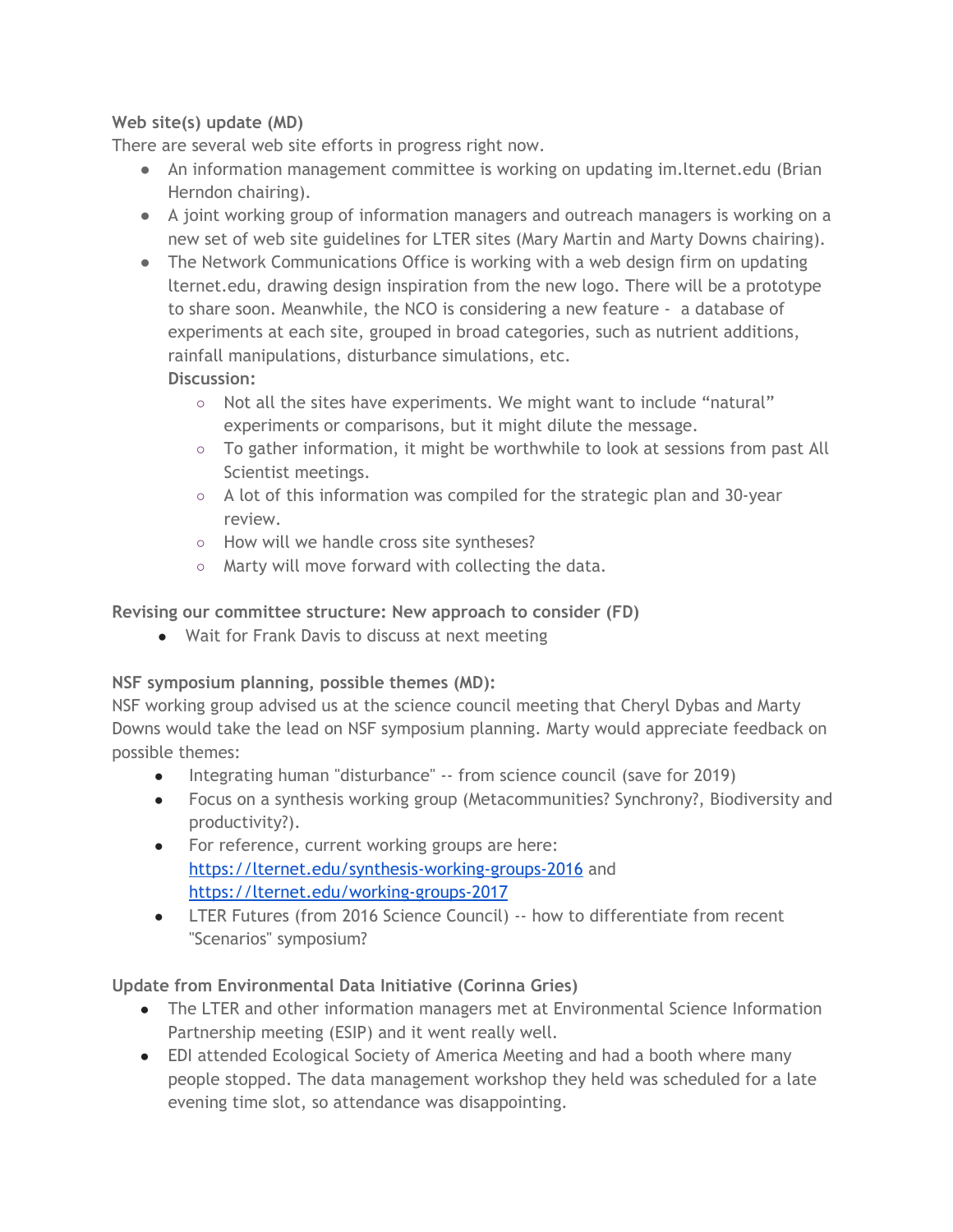**Web site(s) update (MD)**

There are several web site efforts in progress right now.

- An information management committee is working on updating im.lternet.edu (Brian Herndon chairing).
- A joint working group of information managers and outreach managers is working on a new set of web site guidelines for LTER sites (Mary Martin and Marty Downs chairing).
- The Network Communications Office is working with a web design firm on updating lternet.edu, drawing design inspiration from the new logo. There will be a prototype to share soon. Meanwhile, the NCO is considering a new feature - a database of experiments at each site, grouped in broad categories, such as nutrient additions, rainfall manipulations, disturbance simulations, etc.

  **Discussion:**
  - Not all the sites have experiments. We might want to include "natural" experiments or comparisons, but it might dilute the message.
  - To gather information, it might be worthwhile to look at sessions from past All Scientist meetings.
  - A lot of this information was compiled for the strategic plan and 30-year review.
  - How will we handle cross site syntheses?
  - Marty will move forward with collecting the data.

**Revising our committee structure: New approach to consider (FD)**

- Wait for Frank Davis to discuss at next meeting

**NSF symposium planning, possible themes (MD):**

NSF working group advised us at the science council meeting that Cheryl Dybas and Marty Downs would take the lead on NSF symposium planning. Marty would appreciate feedback on possible themes:

- Integrating human "disturbance" -- from science council (save for 2019)
- Focus on a synthesis working group (Metacommunities? Synchrony?, Biodiversity and productivity?).
- For reference, current working groups are here: [https://lternet.edu/synthesis-working-groups-2016](https://lternet.edu/synthesis-working-groups-2016) and [https://lternet.edu/working-groups-2017](https://lternet.edu/working-groups-2017)
- LTER Futures (from 2016 Science Council) -- how to differentiate from recent "Scenarios" symposium?

**Update from Environmental Data Initiative (Corinna Gries)**

- The LTER and other information managers met at Environmental Science Information Partnership meeting (ESIP) and it went really well.
- EDI attended Ecological Society of America Meeting and had a booth where many people stopped. The data management workshop they held was scheduled for a late evening time slot, so attendance was disappointing.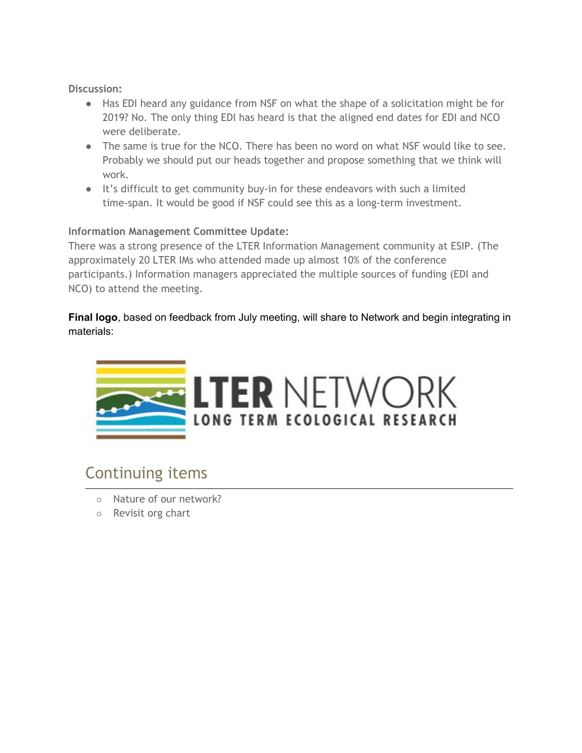**Discussion:**

- Has EDI heard any guidance from NSF on what the shape of a solicitation might be for 2019? No. The only thing EDI has heard is that the aligned end dates for EDI and NCO were deliberate.
- The same is true for the NCO. There has been no word on what NSF would like to see. Probably we should put our heads together and propose something that we think will work.
- It's difficult to get community buy-in for these endeavors with such a limited time-span. It would be good if NSF could see this as a long-term investment.

**Information Management Committee Update:**

There was a strong presence of the LTER Information Management community at ESIP. (The approximately 20 LTER IMs who attended made up almost 10% of the conference participants.) Information managers appreciated the multiple sources of funding (EDI and NCO) to attend the meeting.

**Final logo**, based on feedback from July meeting, will share to Network and begin integrating in materials:

LTER NETWORK
LONG TERM ECOLOGICAL RESEARCH

## Continuing items

- Nature of our network?
- Revisit org chart